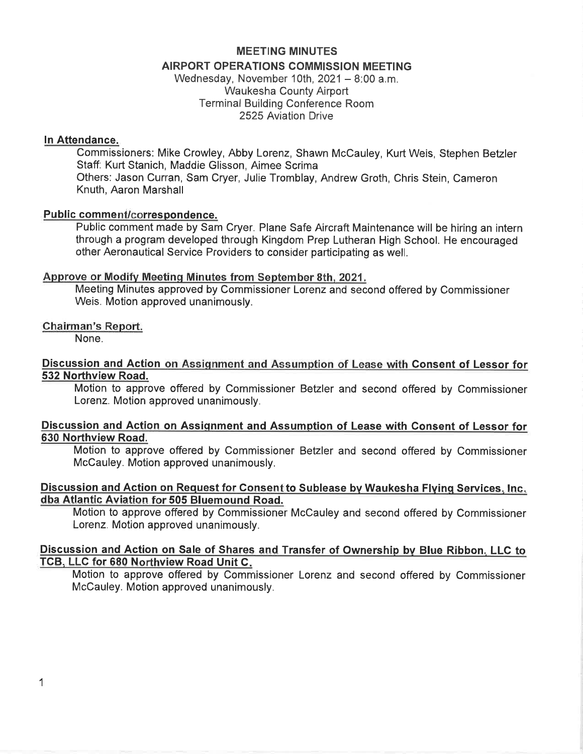# MEETING MINUTES

## AIRPORT OPERATIONS COMMISSION MEETING

Wednesday, November 10th, 2021 – 8:00 a.m.
Waukesha County Airport
Terminal Building Conference Room
2525 Aviation Drive

**In Attendance.**

Commissioners: Mike Crowley, Abby Lorenz, Shawn McCauley, Kurt Weis, Stephen Betzler
Staff: Kurt Stanich, Maddie Glisson, Aimee Scrima
Others: Jason Curran, Sam Cryer, Julie Tromblay, Andrew Groth, Chris Stein, Cameron Knuth, Aaron Marshall

**Public comment/correspondence.**

Public comment made by Sam Cryer. Plane Safe Aircraft Maintenance will be hiring an intern through a program developed through Kingdom Prep Lutheran High School. He encouraged other Aeronautical Service Providers to consider participating as well.

**Approve or Modify Meeting Minutes from September 8th, 2021.**

Meeting Minutes approved by Commissioner Lorenz and second offered by Commissioner Weis. Motion approved unanimously.

**Chairman's Report.**

None.

**Discussion and Action on Assignment and Assumption of Lease with Consent of Lessor for 532 Northview Road.**

Motion to approve offered by Commissioner Betzler and second offered by Commissioner Lorenz. Motion approved unanimously.

**Discussion and Action on Assignment and Assumption of Lease with Consent of Lessor for 630 Northview Road.**

Motion to approve offered by Commissioner Betzler and second offered by Commissioner McCauley. Motion approved unanimously.

**Discussion and Action on Request for Consent to Sublease by Waukesha Flying Services, Inc. dba Atlantic Aviation for 505 Bluemound Road.**

Motion to approve offered by Commissioner McCauley and second offered by Commissioner Lorenz. Motion approved unanimously.

**Discussion and Action on Sale of Shares and Transfer of Ownership by Blue Ribbon, LLC to TCB, LLC for 680 Northview Road Unit C.**

Motion to approve offered by Commissioner Lorenz and second offered by Commissioner McCauley. Motion approved unanimously.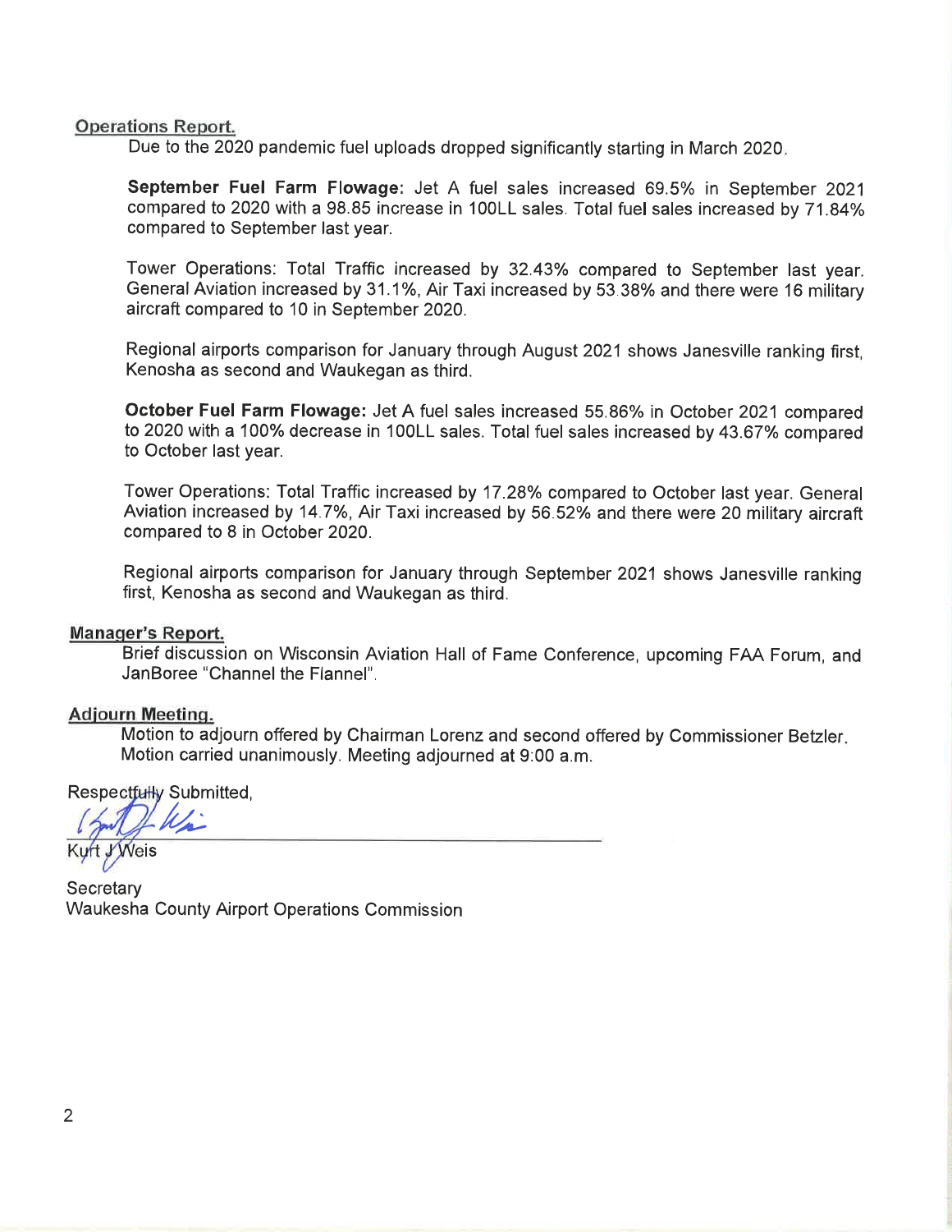**Operations Report.**

Due to the 2020 pandemic fuel uploads dropped significantly starting in March 2020.

**September Fuel Farm Flowage:** Jet A fuel sales increased 69.5% in September 2021 compared to 2020 with a 98.85 increase in 100LL sales. Total fuel sales increased by 71.84% compared to September last year.

Tower Operations: Total Traffic increased by 32.43% compared to September last year. General Aviation increased by 31.1%, Air Taxi increased by 53.38% and there were 16 military aircraft compared to 10 in September 2020.

Regional airports comparison for January through August 2021 shows Janesville ranking first, Kenosha as second and Waukegan as third.

**October Fuel Farm Flowage:** Jet A fuel sales increased 55.86% in October 2021 compared to 2020 with a 100% decrease in 100LL sales. Total fuel sales increased by 43.67% compared to October last year.

Tower Operations: Total Traffic increased by 17.28% compared to October last year. General Aviation increased by 14.7%, Air Taxi increased by 56.52% and there were 20 military aircraft compared to 8 in October 2020.

Regional airports comparison for January through September 2021 shows Janesville ranking first, Kenosha as second and Waukegan as third.

**Manager's Report.**

Brief discussion on Wisconsin Aviation Hall of Fame Conference, upcoming FAA Forum, and JanBoree "Channel the Flannel".

**Adjourn Meeting.**

Motion to adjourn offered by Chairman Lorenz and second offered by Commissioner Betzler. Motion carried unanimously. Meeting adjourned at 9:00 a.m.

Respectfully Submitted,

Kurt J Weis

Secretary
Waukesha County Airport Operations Commission